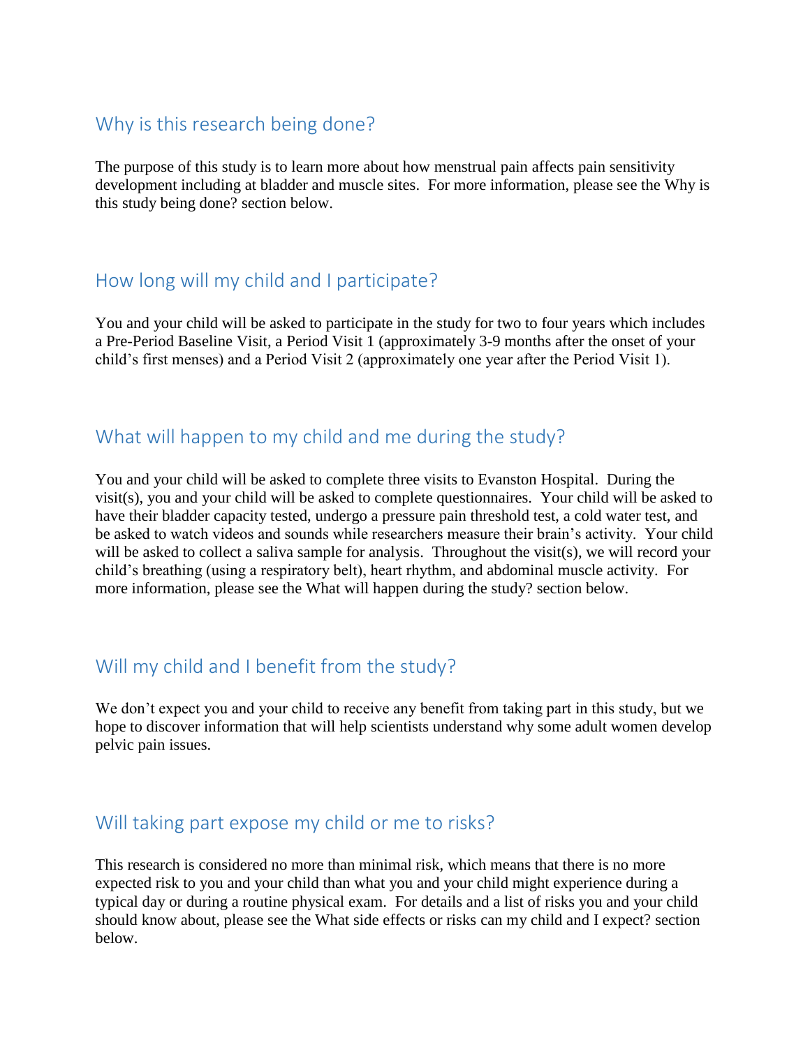## Why is this research being done?

The purpose of this study is to learn more about how menstrual pain affects pain sensitivity development including at bladder and muscle sites. For more information, please see the Why is this study being done? section below.

## How long will my child and I participate?

You and your child will be asked to participate in the study for two to four years which includes a Pre-Period Baseline Visit, a Period Visit 1 (approximately 3-9 months after the onset of your child's first menses) and a Period Visit 2 (approximately one year after the Period Visit 1).

## What will happen to my child and me during the study?

You and your child will be asked to complete three visits to Evanston Hospital. During the visit(s), you and your child will be asked to complete questionnaires. Your child will be asked to have their bladder capacity tested, undergo a pressure pain threshold test, a cold water test, and be asked to watch videos and sounds while researchers measure their brain's activity. Your child will be asked to collect a saliva sample for analysis. Throughout the visit(s), we will record your child's breathing (using a respiratory belt), heart rhythm, and abdominal muscle activity. For more information, please see the What will happen during the study? section below.

## Will my child and I benefit from the study?

We don't expect you and your child to receive any benefit from taking part in this study, but we hope to discover information that will help scientists understand why some adult women develop pelvic pain issues.

## Will taking part expose my child or me to risks?

This research is considered no more than minimal risk, which means that there is no more expected risk to you and your child than what you and your child might experience during a typical day or during a routine physical exam. For details and a list of risks you and your child should know about, please see the What side effects or risks can my child and I expect? section below.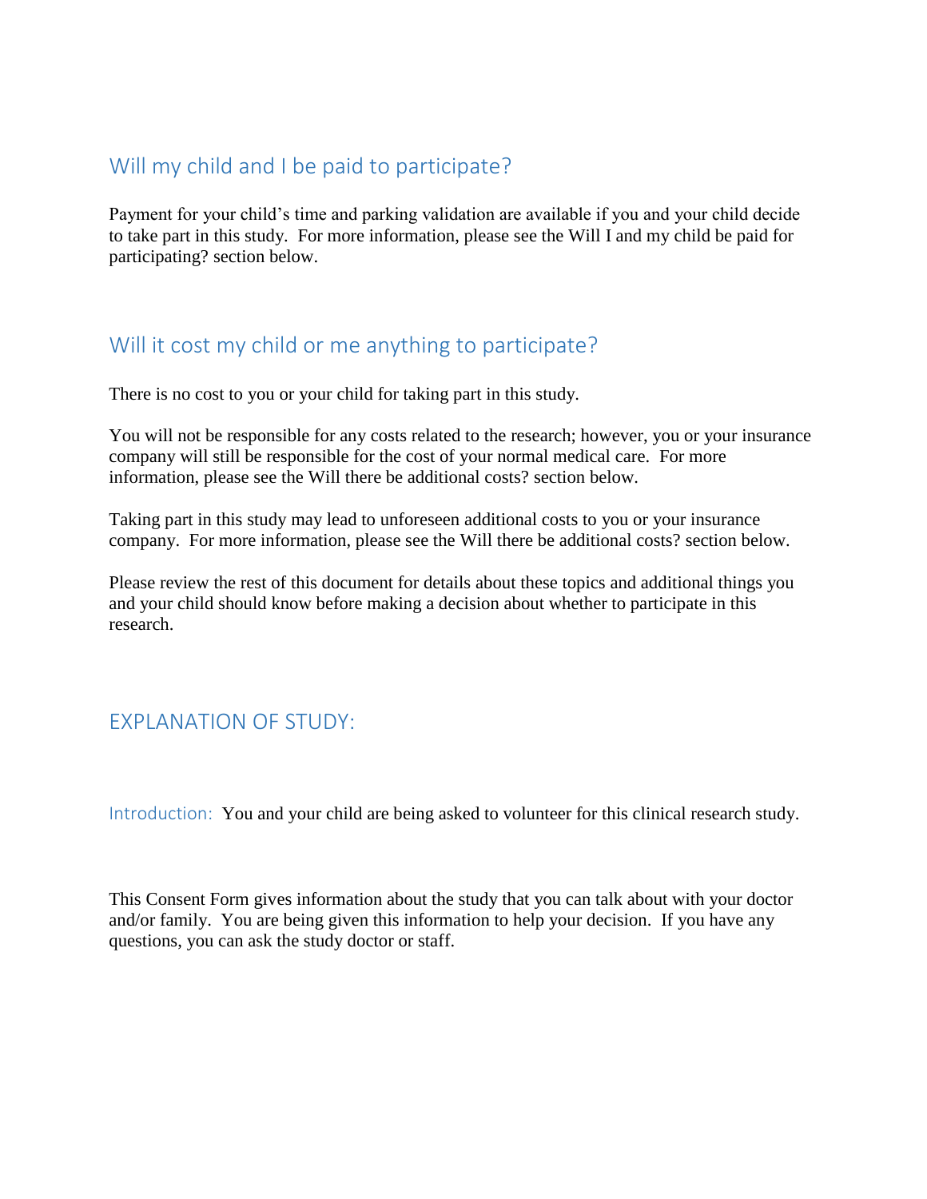## Will my child and I be paid to participate?

Payment for your child's time and parking validation are available if you and your child decide to take part in this study. For more information, please see the Will I and my child be paid for participating? section below.

## Will it cost my child or me anything to participate?

There is no cost to you or your child for taking part in this study.

You will not be responsible for any costs related to the research; however, you or your insurance company will still be responsible for the cost of your normal medical care. For more information, please see the Will there be additional costs? section below.

Taking part in this study may lead to unforeseen additional costs to you or your insurance company. For more information, please see the Will there be additional costs? section below.

Please review the rest of this document for details about these topics and additional things you and your child should know before making a decision about whether to participate in this research.

## EXPLANATION OF STUDY:

Introduction: You and your child are being asked to volunteer for this clinical research study.

This Consent Form gives information about the study that you can talk about with your doctor and/or family. You are being given this information to help your decision. If you have any questions, you can ask the study doctor or staff.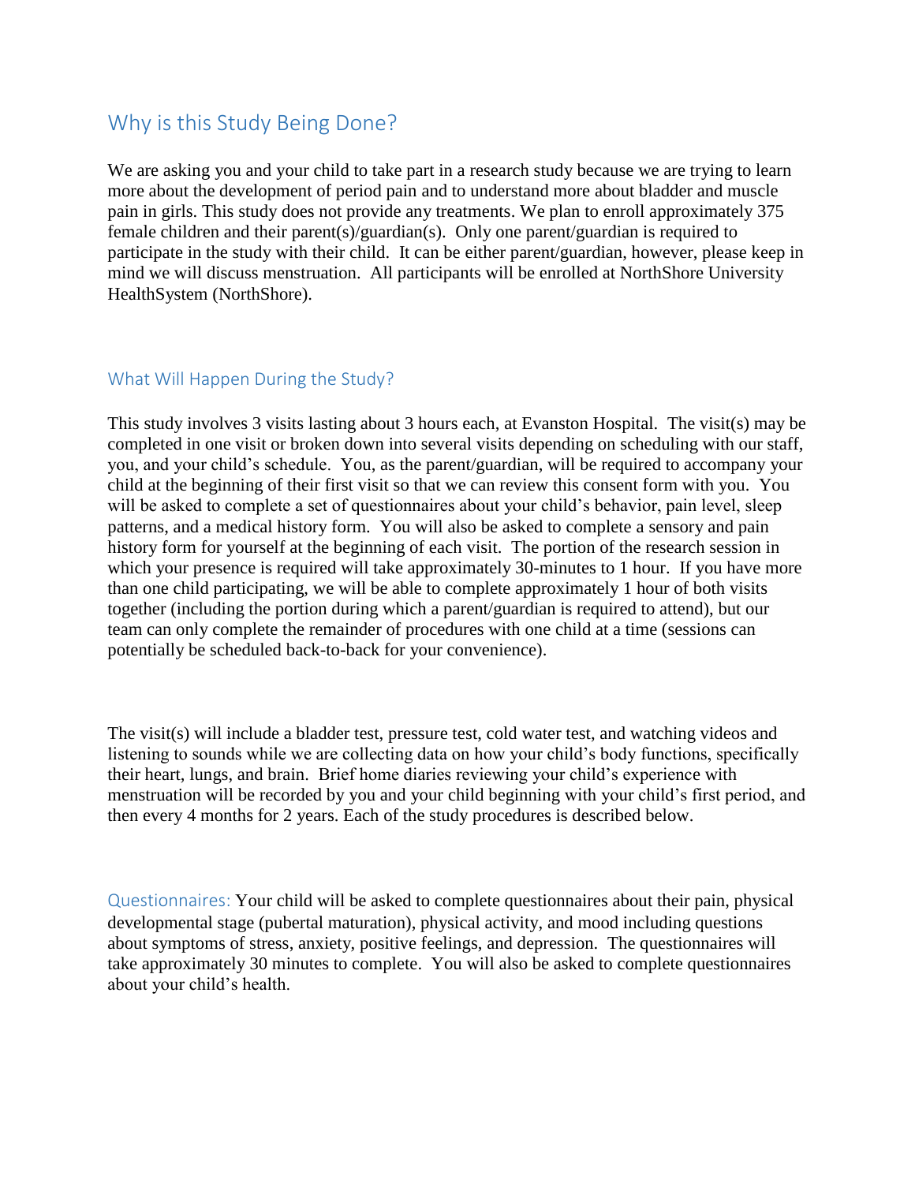## Why is this Study Being Done?

We are asking you and your child to take part in a research study because we are trying to learn more about the development of period pain and to understand more about bladder and muscle pain in girls. This study does not provide any treatments. We plan to enroll approximately 375 female children and their parent(s)/guardian(s). Only one parent/guardian is required to participate in the study with their child. It can be either parent/guardian, however, please keep in mind we will discuss menstruation. All participants will be enrolled at NorthShore University HealthSystem (NorthShore).

### What Will Happen During the Study?

This study involves 3 visits lasting about 3 hours each, at Evanston Hospital. The visit(s) may be completed in one visit or broken down into several visits depending on scheduling with our staff, you, and your child's schedule. You, as the parent/guardian, will be required to accompany your child at the beginning of their first visit so that we can review this consent form with you. You will be asked to complete a set of questionnaires about your child's behavior, pain level, sleep patterns, and a medical history form. You will also be asked to complete a sensory and pain history form for yourself at the beginning of each visit. The portion of the research session in which your presence is required will take approximately 30-minutes to 1 hour. If you have more than one child participating, we will be able to complete approximately 1 hour of both visits together (including the portion during which a parent/guardian is required to attend), but our team can only complete the remainder of procedures with one child at a time (sessions can potentially be scheduled back-to-back for your convenience).

The visit(s) will include a bladder test, pressure test, cold water test, and watching videos and listening to sounds while we are collecting data on how your child's body functions, specifically their heart, lungs, and brain. Brief home diaries reviewing your child's experience with menstruation will be recorded by you and your child beginning with your child's first period, and then every 4 months for 2 years. Each of the study procedures is described below.

Questionnaires: Your child will be asked to complete questionnaires about their pain, physical developmental stage (pubertal maturation), physical activity, and mood including questions about symptoms of stress, anxiety, positive feelings, and depression. The questionnaires will take approximately 30 minutes to complete. You will also be asked to complete questionnaires about your child's health.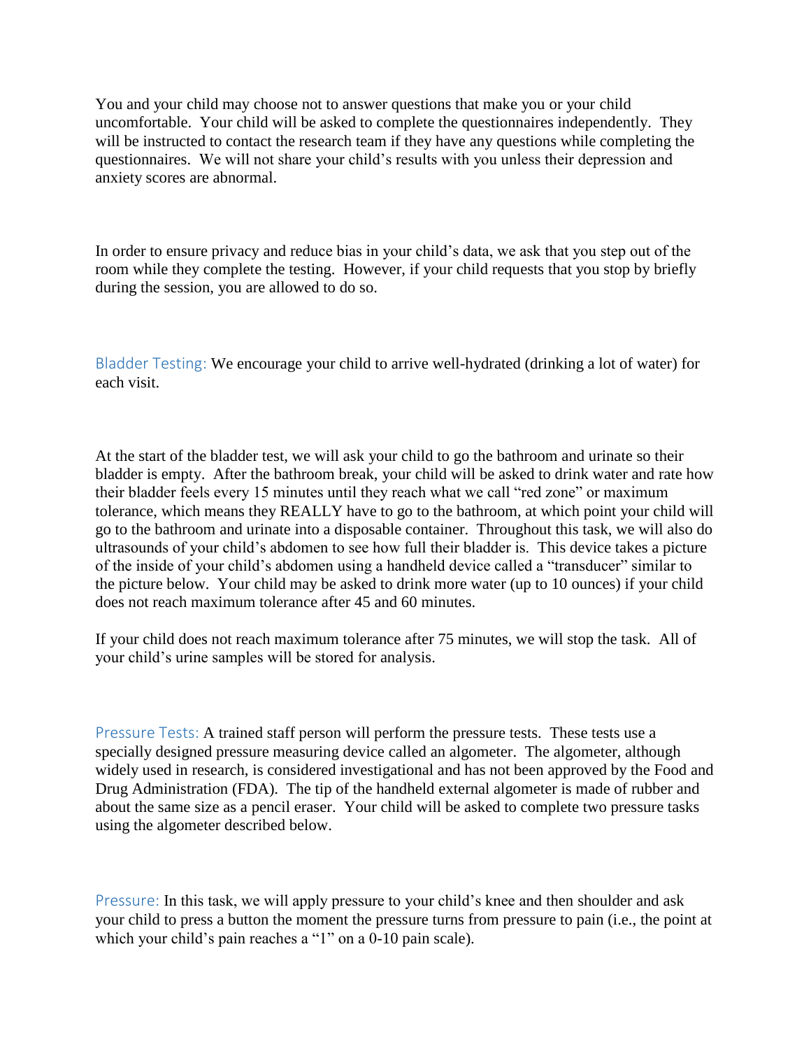You and your child may choose not to answer questions that make you or your child uncomfortable. Your child will be asked to complete the questionnaires independently. They will be instructed to contact the research team if they have any questions while completing the questionnaires. We will not share your child's results with you unless their depression and anxiety scores are abnormal.

In order to ensure privacy and reduce bias in your child's data, we ask that you step out of the room while they complete the testing. However, if your child requests that you stop by briefly during the session, you are allowed to do so.

Bladder Testing: We encourage your child to arrive well-hydrated (drinking a lot of water) for each visit.

At the start of the bladder test, we will ask your child to go the bathroom and urinate so their bladder is empty. After the bathroom break, your child will be asked to drink water and rate how their bladder feels every 15 minutes until they reach what we call "red zone" or maximum tolerance, which means they REALLY have to go to the bathroom, at which point your child will go to the bathroom and urinate into a disposable container. Throughout this task, we will also do ultrasounds of your child's abdomen to see how full their bladder is. This device takes a picture of the inside of your child's abdomen using a handheld device called a "transducer" similar to the picture below. Your child may be asked to drink more water (up to 10 ounces) if your child does not reach maximum tolerance after 45 and 60 minutes.

If your child does not reach maximum tolerance after 75 minutes, we will stop the task. All of your child's urine samples will be stored for analysis.

Pressure Tests: A trained staff person will perform the pressure tests. These tests use a specially designed pressure measuring device called an algometer. The algometer, although widely used in research, is considered investigational and has not been approved by the Food and Drug Administration (FDA). The tip of the handheld external algometer is made of rubber and about the same size as a pencil eraser. Your child will be asked to complete two pressure tasks using the algometer described below.

Pressure: In this task, we will apply pressure to your child's knee and then shoulder and ask your child to press a button the moment the pressure turns from pressure to pain (i.e., the point at which your child's pain reaches a "1" on a 0-10 pain scale).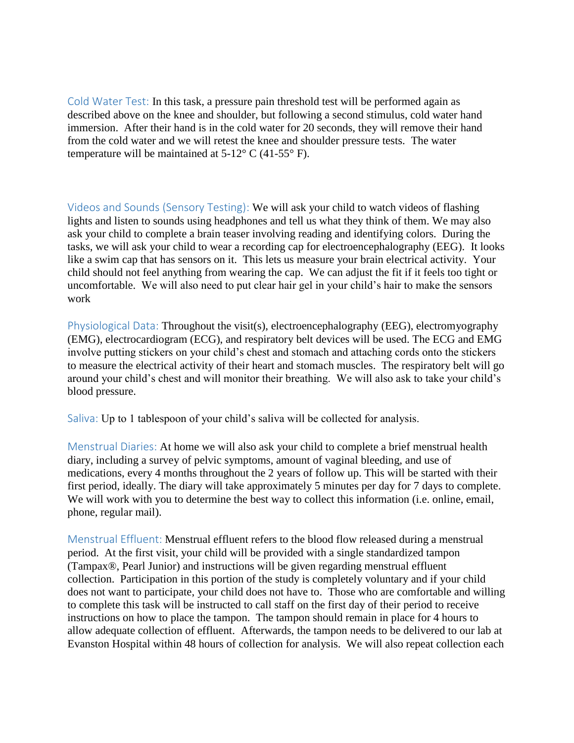Cold Water Test: In this task, a pressure pain threshold test will be performed again as described above on the knee and shoulder, but following a second stimulus, cold water hand immersion. After their hand is in the cold water for 20 seconds, they will remove their hand from the cold water and we will retest the knee and shoulder pressure tests. The water temperature will be maintained at 5-12° C (41-55° F).

Videos and Sounds (Sensory Testing): We will ask your child to watch videos of flashing lights and listen to sounds using headphones and tell us what they think of them. We may also ask your child to complete a brain teaser involving reading and identifying colors. During the tasks, we will ask your child to wear a recording cap for electroencephalography (EEG). It looks like a swim cap that has sensors on it. This lets us measure your brain electrical activity. Your child should not feel anything from wearing the cap. We can adjust the fit if it feels too tight or uncomfortable. We will also need to put clear hair gel in your child's hair to make the sensors work

Physiological Data: Throughout the visit(s), electroencephalography (EEG), electromyography (EMG), electrocardiogram (ECG), and respiratory belt devices will be used. The ECG and EMG involve putting stickers on your child's chest and stomach and attaching cords onto the stickers to measure the electrical activity of their heart and stomach muscles. The respiratory belt will go around your child's chest and will monitor their breathing. We will also ask to take your child's blood pressure.

Saliva: Up to 1 tablespoon of your child's saliva will be collected for analysis.

Menstrual Diaries: At home we will also ask your child to complete a brief menstrual health diary, including a survey of pelvic symptoms, amount of vaginal bleeding, and use of medications, every 4 months throughout the 2 years of follow up. This will be started with their first period, ideally. The diary will take approximately 5 minutes per day for 7 days to complete. We will work with you to determine the best way to collect this information (i.e. online, email, phone, regular mail).

Menstrual Effluent: Menstrual effluent refers to the blood flow released during a menstrual period. At the first visit, your child will be provided with a single standardized tampon (Tampax®, Pearl Junior) and instructions will be given regarding menstrual effluent collection. Participation in this portion of the study is completely voluntary and if your child does not want to participate, your child does not have to. Those who are comfortable and willing to complete this task will be instructed to call staff on the first day of their period to receive instructions on how to place the tampon. The tampon should remain in place for 4 hours to allow adequate collection of effluent. Afterwards, the tampon needs to be delivered to our lab at Evanston Hospital within 48 hours of collection for analysis. We will also repeat collection each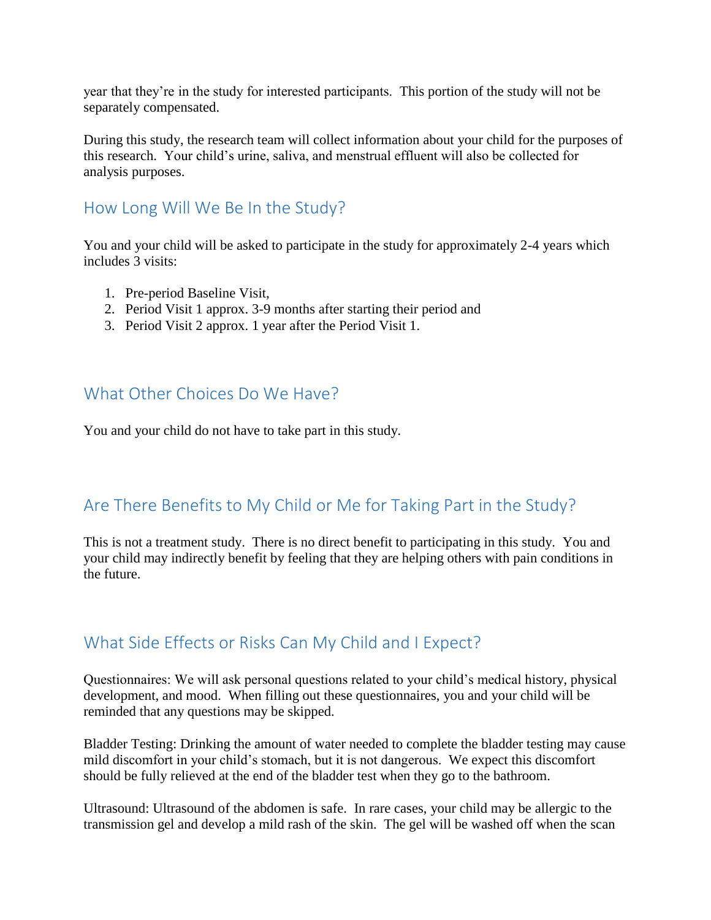year that they're in the study for interested participants. This portion of the study will not be separately compensated.

During this study, the research team will collect information about your child for the purposes of this research. Your child's urine, saliva, and menstrual effluent will also be collected for analysis purposes.

## How Long Will We Be In the Study?

You and your child will be asked to participate in the study for approximately 2-4 years which includes 3 visits:

1. Pre-period Baseline Visit,
2. Period Visit 1 approx. 3-9 months after starting their period and
3. Period Visit 2 approx. 1 year after the Period Visit 1.

## What Other Choices Do We Have?

You and your child do not have to take part in this study.

## Are There Benefits to My Child or Me for Taking Part in the Study?

This is not a treatment study. There is no direct benefit to participating in this study. You and your child may indirectly benefit by feeling that they are helping others with pain conditions in the future.

## What Side Effects or Risks Can My Child and I Expect?

Questionnaires: We will ask personal questions related to your child's medical history, physical development, and mood. When filling out these questionnaires, you and your child will be reminded that any questions may be skipped.

Bladder Testing: Drinking the amount of water needed to complete the bladder testing may cause mild discomfort in your child's stomach, but it is not dangerous. We expect this discomfort should be fully relieved at the end of the bladder test when they go to the bathroom.

Ultrasound: Ultrasound of the abdomen is safe. In rare cases, your child may be allergic to the transmission gel and develop a mild rash of the skin. The gel will be washed off when the scan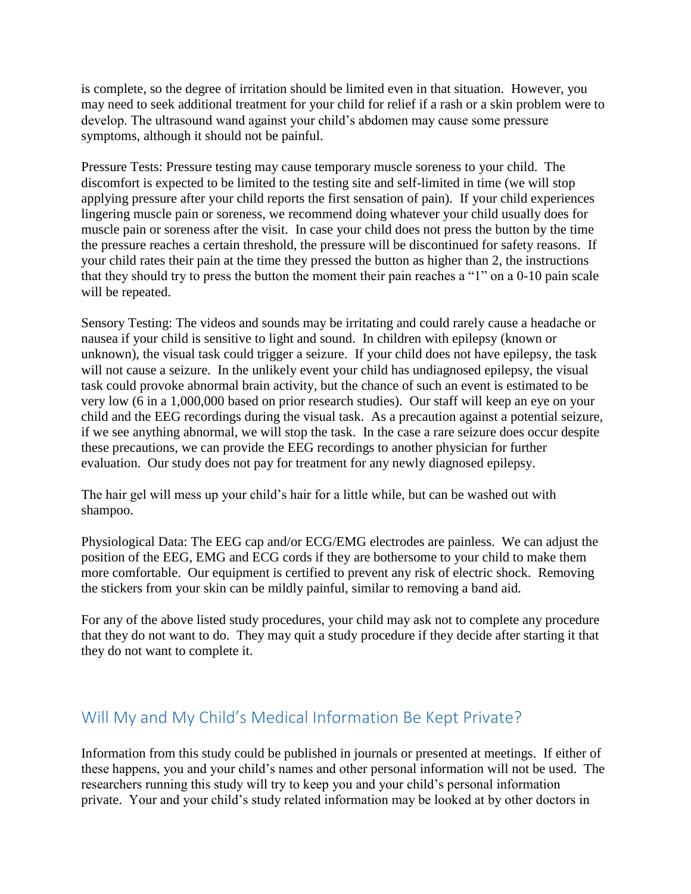is complete, so the degree of irritation should be limited even in that situation. However, you may need to seek additional treatment for your child for relief if a rash or a skin problem were to develop. The ultrasound wand against your child's abdomen may cause some pressure symptoms, although it should not be painful.

Pressure Tests: Pressure testing may cause temporary muscle soreness to your child. The discomfort is expected to be limited to the testing site and self-limited in time (we will stop applying pressure after your child reports the first sensation of pain). If your child experiences lingering muscle pain or soreness, we recommend doing whatever your child usually does for muscle pain or soreness after the visit. In case your child does not press the button by the time the pressure reaches a certain threshold, the pressure will be discontinued for safety reasons. If your child rates their pain at the time they pressed the button as higher than 2, the instructions that they should try to press the button the moment their pain reaches a "1" on a 0-10 pain scale will be repeated.

Sensory Testing: The videos and sounds may be irritating and could rarely cause a headache or nausea if your child is sensitive to light and sound. In children with epilepsy (known or unknown), the visual task could trigger a seizure. If your child does not have epilepsy, the task will not cause a seizure. In the unlikely event your child has undiagnosed epilepsy, the visual task could provoke abnormal brain activity, but the chance of such an event is estimated to be very low (6 in a 1,000,000 based on prior research studies). Our staff will keep an eye on your child and the EEG recordings during the visual task. As a precaution against a potential seizure, if we see anything abnormal, we will stop the task. In the case a rare seizure does occur despite these precautions, we can provide the EEG recordings to another physician for further evaluation. Our study does not pay for treatment for any newly diagnosed epilepsy.

The hair gel will mess up your child's hair for a little while, but can be washed out with shampoo.

Physiological Data: The EEG cap and/or ECG/EMG electrodes are painless. We can adjust the position of the EEG, EMG and ECG cords if they are bothersome to your child to make them more comfortable. Our equipment is certified to prevent any risk of electric shock. Removing the stickers from your skin can be mildly painful, similar to removing a band aid.

For any of the above listed study procedures, your child may ask not to complete any procedure that they do not want to do. They may quit a study procedure if they decide after starting it that they do not want to complete it.

## Will My and My Child's Medical Information Be Kept Private?

Information from this study could be published in journals or presented at meetings. If either of these happens, you and your child's names and other personal information will not be used. The researchers running this study will try to keep you and your child's personal information private. Your and your child's study related information may be looked at by other doctors in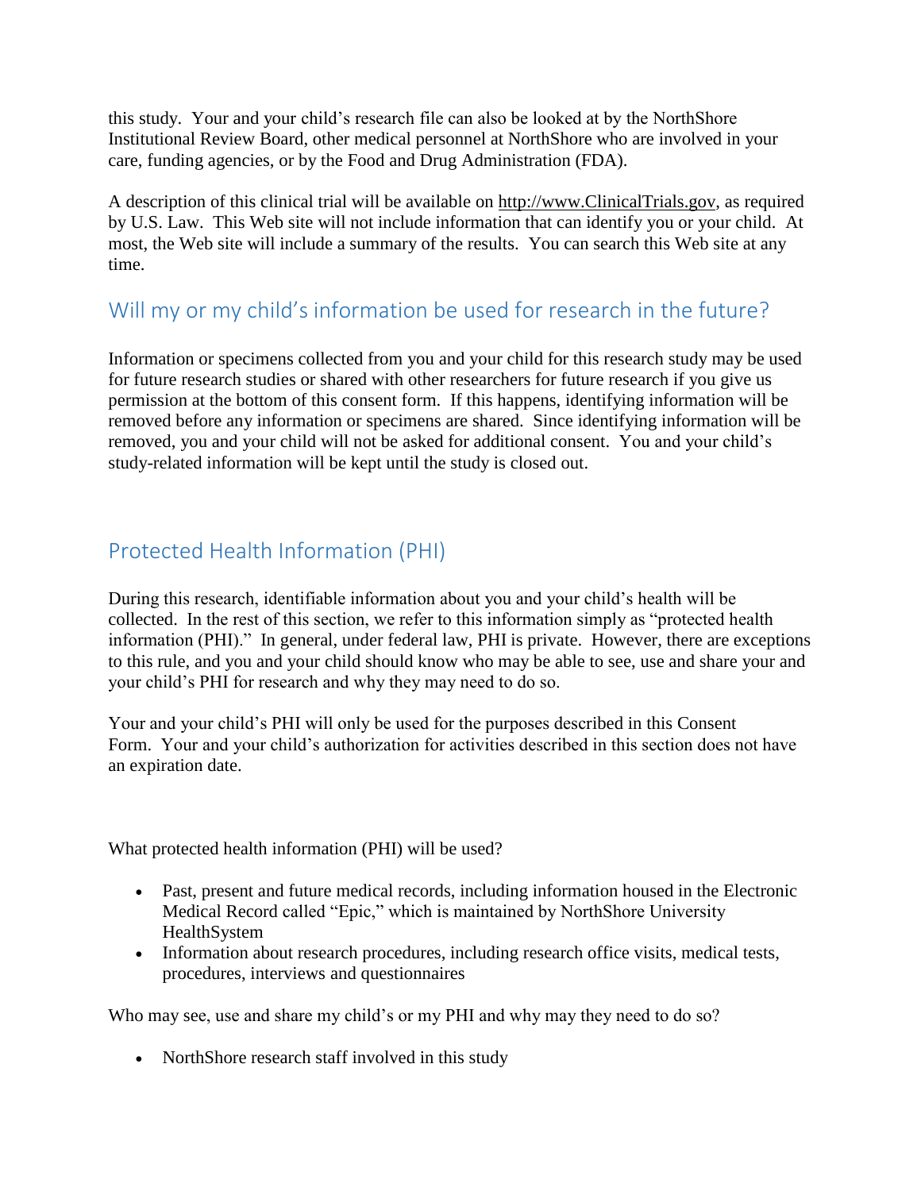this study. Your and your child's research file can also be looked at by the NorthShore Institutional Review Board, other medical personnel at NorthShore who are involved in your care, funding agencies, or by the Food and Drug Administration (FDA).

A description of this clinical trial will be available on http://www.ClinicalTrials.gov, as required by U.S. Law. This Web site will not include information that can identify you or your child. At most, the Web site will include a summary of the results. You can search this Web site at any time.

## Will my or my child's information be used for research in the future?

Information or specimens collected from you and your child for this research study may be used for future research studies or shared with other researchers for future research if you give us permission at the bottom of this consent form. If this happens, identifying information will be removed before any information or specimens are shared. Since identifying information will be removed, you and your child will not be asked for additional consent. You and your child's study-related information will be kept until the study is closed out.

## Protected Health Information (PHI)

During this research, identifiable information about you and your child's health will be collected. In the rest of this section, we refer to this information simply as "protected health information (PHI)." In general, under federal law, PHI is private. However, there are exceptions to this rule, and you and your child should know who may be able to see, use and share your and your child's PHI for research and why they may need to do so.

Your and your child's PHI will only be used for the purposes described in this Consent Form. Your and your child's authorization for activities described in this section does not have an expiration date.

What protected health information (PHI) will be used?

- Past, present and future medical records, including information housed in the Electronic Medical Record called "Epic," which is maintained by NorthShore University HealthSystem
- Information about research procedures, including research office visits, medical tests, procedures, interviews and questionnaires

Who may see, use and share my child's or my PHI and why may they need to do so?

- NorthShore research staff involved in this study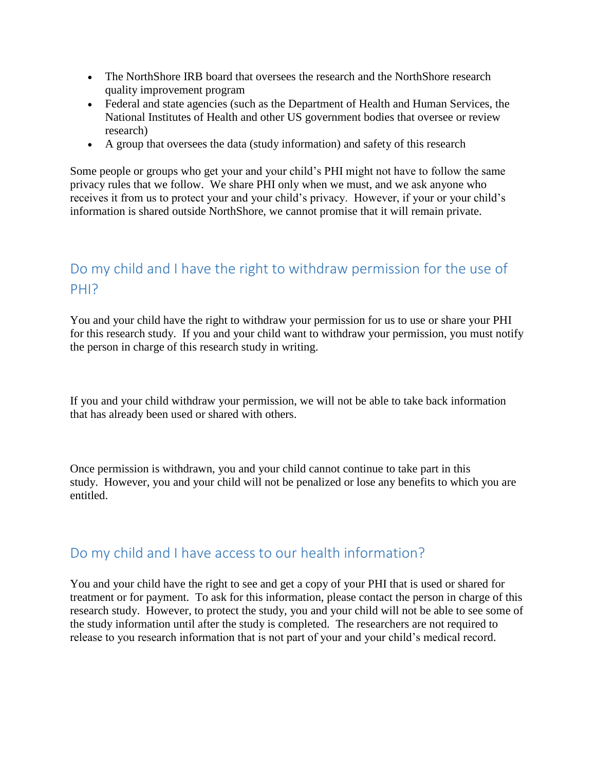- The NorthShore IRB board that oversees the research and the NorthShore research quality improvement program
- Federal and state agencies (such as the Department of Health and Human Services, the National Institutes of Health and other US government bodies that oversee or review research)
- A group that oversees the data (study information) and safety of this research

Some people or groups who get your and your child's PHI might not have to follow the same privacy rules that we follow. We share PHI only when we must, and we ask anyone who receives it from us to protect your and your child's privacy. However, if your or your child's information is shared outside NorthShore, we cannot promise that it will remain private.

## Do my child and I have the right to withdraw permission for the use of PHI?

You and your child have the right to withdraw your permission for us to use or share your PHI for this research study. If you and your child want to withdraw your permission, you must notify the person in charge of this research study in writing.

If you and your child withdraw your permission, we will not be able to take back information that has already been used or shared with others.

Once permission is withdrawn, you and your child cannot continue to take part in this study. However, you and your child will not be penalized or lose any benefits to which you are entitled.

## Do my child and I have access to our health information?

You and your child have the right to see and get a copy of your PHI that is used or shared for treatment or for payment. To ask for this information, please contact the person in charge of this research study. However, to protect the study, you and your child will not be able to see some of the study information until after the study is completed. The researchers are not required to release to you research information that is not part of your and your child's medical record.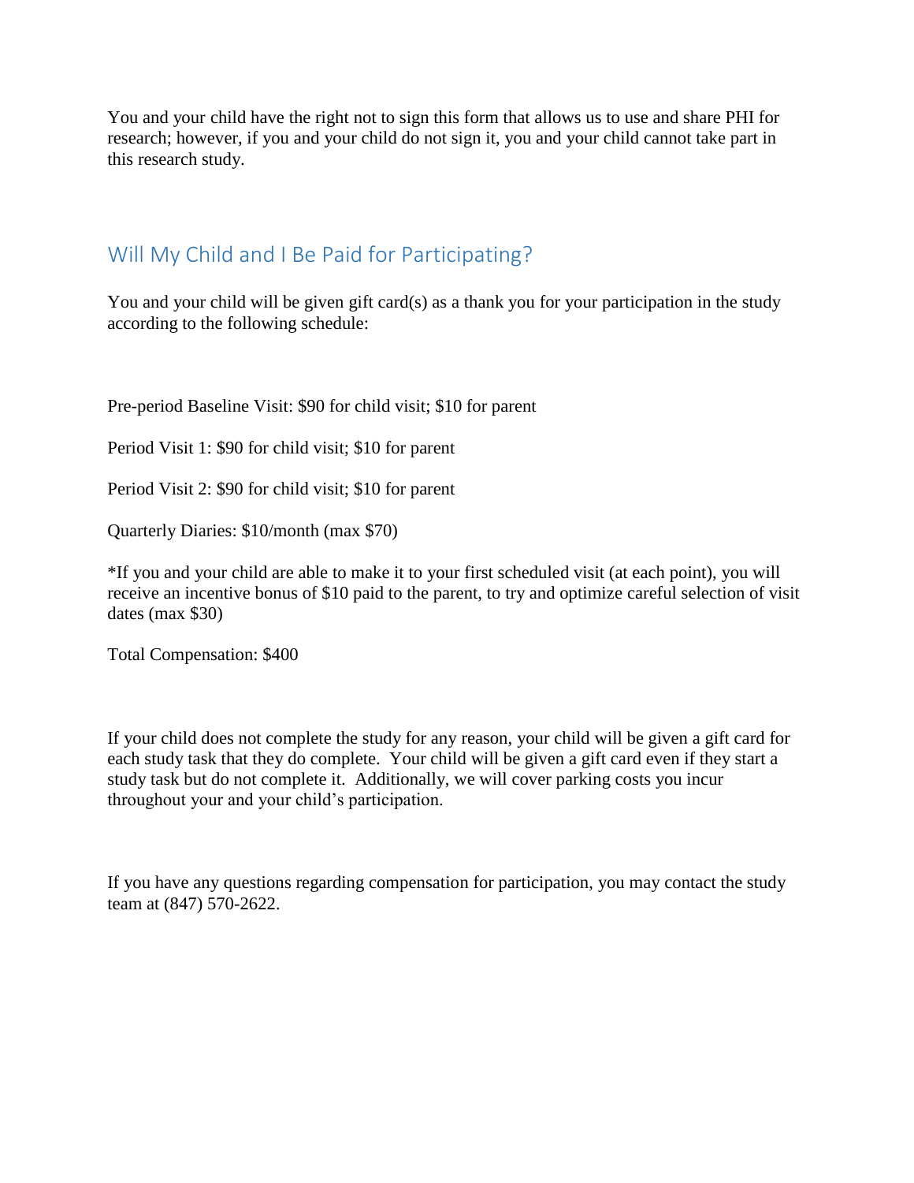You and your child have the right not to sign this form that allows us to use and share PHI for research; however, if you and your child do not sign it, you and your child cannot take part in this research study.

## Will My Child and I Be Paid for Participating?

You and your child will be given gift card(s) as a thank you for your participation in the study according to the following schedule:

Pre-period Baseline Visit: $90 for child visit; $10 for parent

Period Visit 1: $90 for child visit; $10 for parent

Period Visit 2: $90 for child visit; $10 for parent

Quarterly Diaries: $10/month (max $70)

*If you and your child are able to make it to your first scheduled visit (at each point), you will receive an incentive bonus of $10 paid to the parent, to try and optimize careful selection of visit dates (max $30)

Total Compensation: $400

If your child does not complete the study for any reason, your child will be given a gift card for each study task that they do complete. Your child will be given a gift card even if they start a study task but do not complete it. Additionally, we will cover parking costs you incur throughout your and your child's participation.

If you have any questions regarding compensation for participation, you may contact the study team at (847) 570-2622.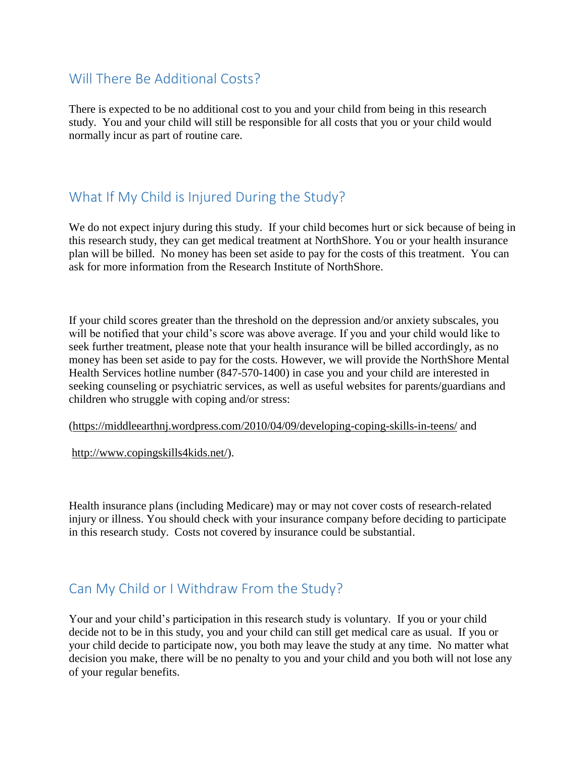## Will There Be Additional Costs?

There is expected to be no additional cost to you and your child from being in this research study. You and your child will still be responsible for all costs that you or your child would normally incur as part of routine care.

## What If My Child is Injured During the Study?

We do not expect injury during this study. If your child becomes hurt or sick because of being in this research study, they can get medical treatment at NorthShore. You or your health insurance plan will be billed. No money has been set aside to pay for the costs of this treatment. You can ask for more information from the Research Institute of NorthShore.

If your child scores greater than the threshold on the depression and/or anxiety subscales, you will be notified that your child's score was above average. If you and your child would like to seek further treatment, please note that your health insurance will be billed accordingly, as no money has been set aside to pay for the costs. However, we will provide the NorthShore Mental Health Services hotline number (847-570-1400) in case you and your child are interested in seeking counseling or psychiatric services, as well as useful websites for parents/guardians and children who struggle with coping and/or stress:

(https://middleearthnj.wordpress.com/2010/04/09/developing-coping-skills-in-teens/ and

http://www.copingskills4kids.net/).

Health insurance plans (including Medicare) may or may not cover costs of research-related injury or illness. You should check with your insurance company before deciding to participate in this research study. Costs not covered by insurance could be substantial.

## Can My Child or I Withdraw From the Study?

Your and your child's participation in this research study is voluntary. If you or your child decide not to be in this study, you and your child can still get medical care as usual. If you or your child decide to participate now, you both may leave the study at any time. No matter what decision you make, there will be no penalty to you and your child and you both will not lose any of your regular benefits.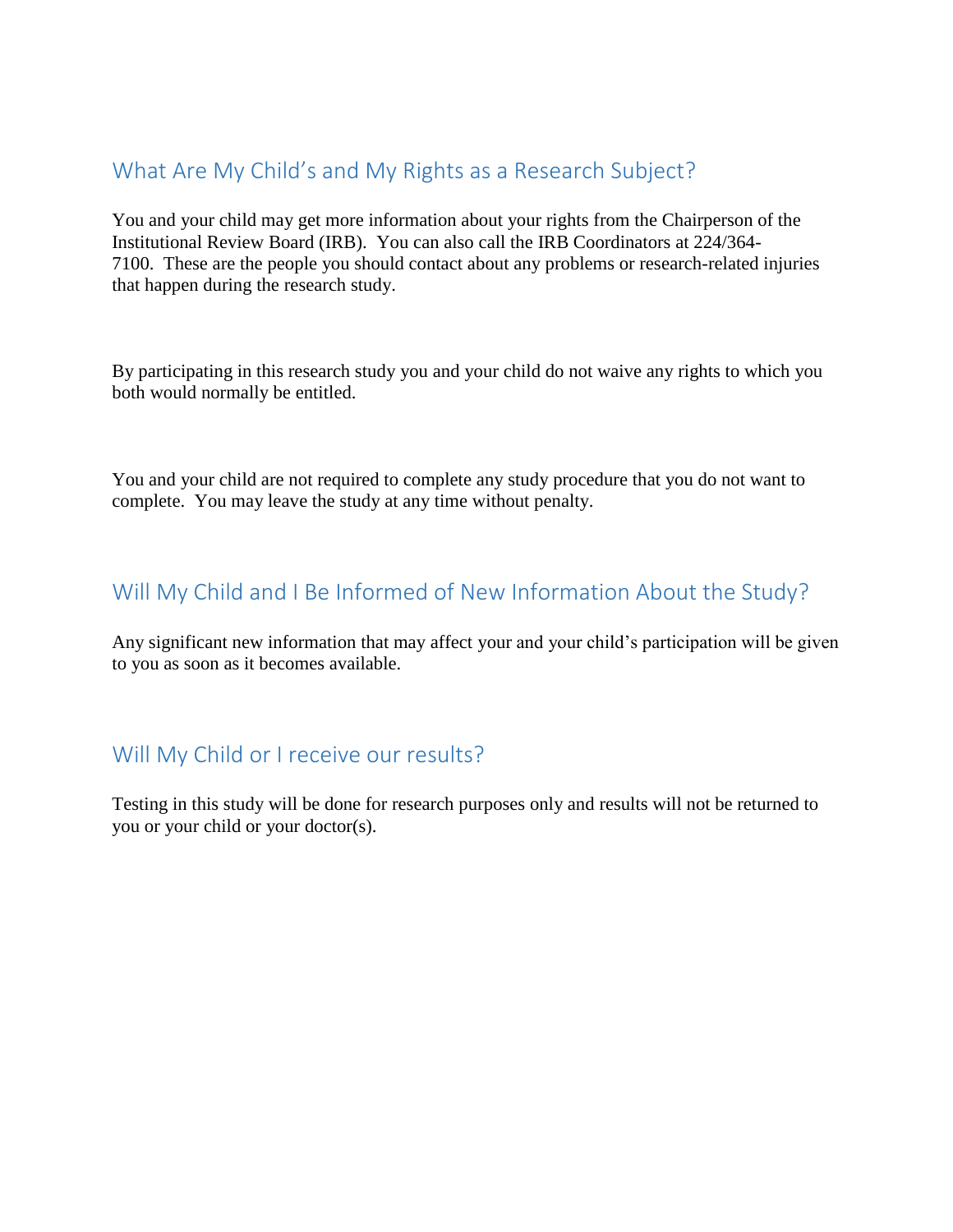## What Are My Child's and My Rights as a Research Subject?

You and your child may get more information about your rights from the Chairperson of the Institutional Review Board (IRB). You can also call the IRB Coordinators at 224/364-7100. These are the people you should contact about any problems or research-related injuries that happen during the research study.

By participating in this research study you and your child do not waive any rights to which you both would normally be entitled.

You and your child are not required to complete any study procedure that you do not want to complete. You may leave the study at any time without penalty.

## Will My Child and I Be Informed of New Information About the Study?

Any significant new information that may affect your and your child's participation will be given to you as soon as it becomes available.

## Will My Child or I receive our results?

Testing in this study will be done for research purposes only and results will not be returned to you or your child or your doctor(s).